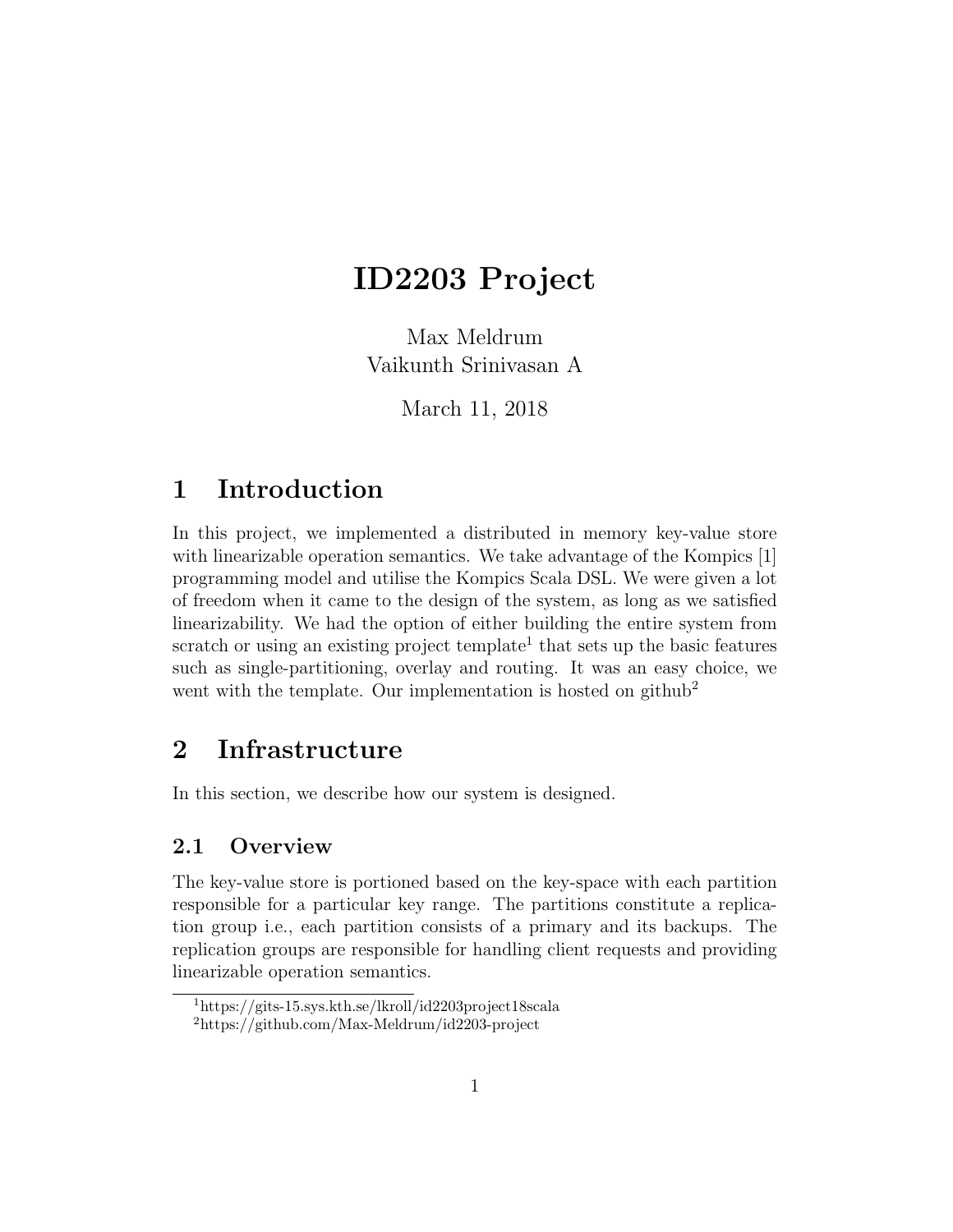# ID2203 Project

Max Meldrum
Vaikunth Srinivasan A

March 11, 2018

## 1 Introduction

In this project, we implemented a distributed in memory key-value store with linearizable operation semantics. We take advantage of the Kompics [1] programming model and utilise the Kompics Scala DSL. We were given a lot of freedom when it came to the design of the system, as long as we satisfied linearizability. We had the option of either building the entire system from scratch or using an existing project template[1] that sets up the basic features such as single-partitioning, overlay and routing. It was an easy choice, we went with the template. Our implementation is hosted on github[2]

## 2 Infrastructure

In this section, we describe how our system is designed.

### 2.1 Overview

The key-value store is portioned based on the key-space with each partition responsible for a particular key range. The partitions constitute a replication group i.e., each partition consists of a primary and its backups. The replication groups are responsible for handling client requests and providing linearizable operation semantics.

---

[1] https://gits-15.sys.kth.se/lkroll/id2203project18scala

[2] https://github.com/Max-Meldrum/id2203-project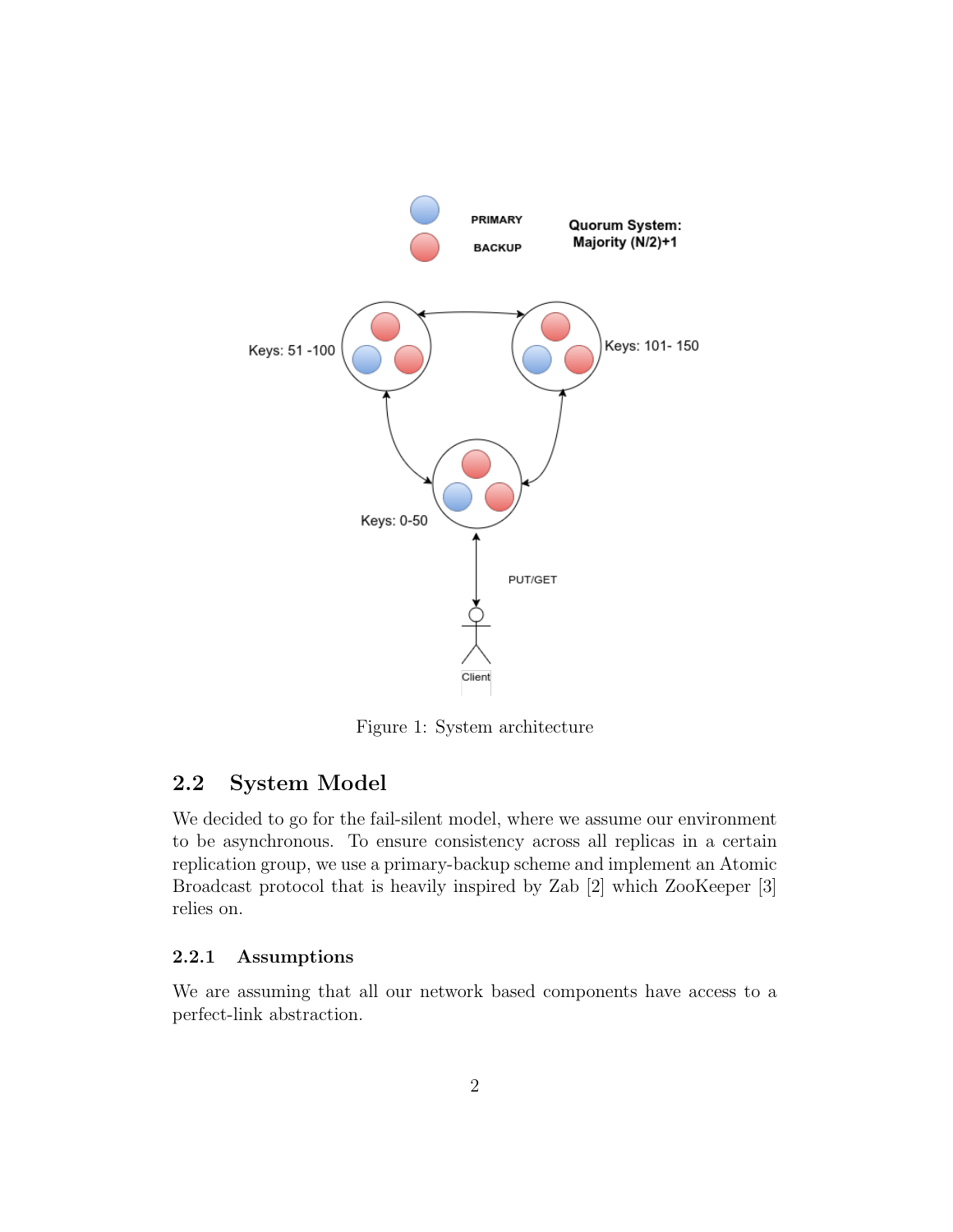Figure 1: System architecture

## 2.2 System Model

We decided to go for the fail-silent model, where we assume our environment to be asynchronous. To ensure consistency across all replicas in a certain replication group, we use a primary-backup scheme and implement an Atomic Broadcast protocol that is heavily inspired by Zab [2] which ZooKeeper [3] relies on.

### 2.2.1 Assumptions

We are assuming that all our network based components have access to a perfect-link abstraction.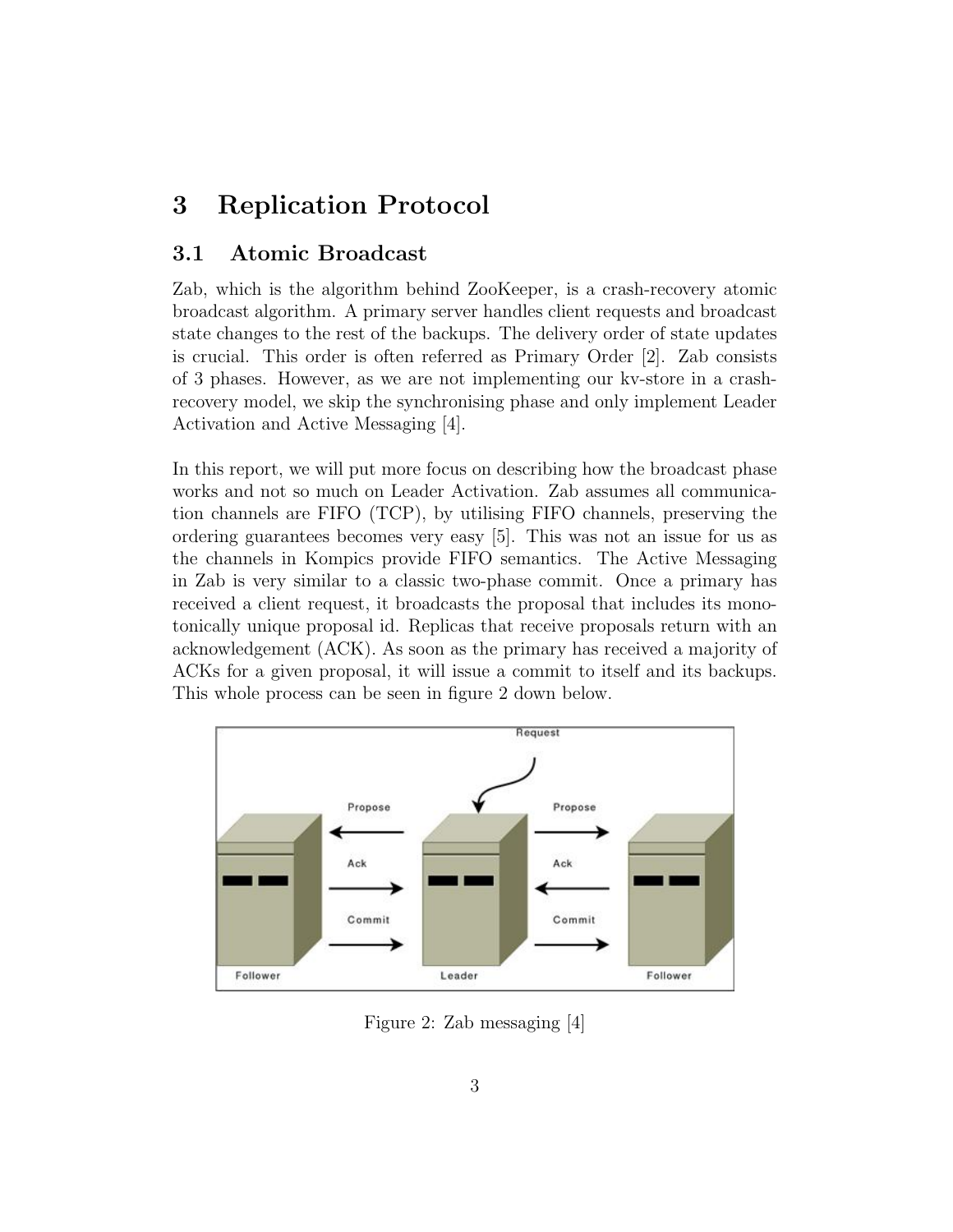# 3 Replication Protocol

## 3.1 Atomic Broadcast

Zab, which is the algorithm behind ZooKeeper, is a crash-recovery atomic broadcast algorithm. A primary server handles client requests and broadcast state changes to the rest of the backups. The delivery order of state updates is crucial. This order is often referred as Primary Order [2]. Zab consists of 3 phases. However, as we are not implementing our kv-store in a crash-recovery model, we skip the synchronising phase and only implement Leader Activation and Active Messaging [4].

In this report, we will put more focus on describing how the broadcast phase works and not so much on Leader Activation. Zab assumes all communication channels are FIFO (TCP), by utilising FIFO channels, preserving the ordering guarantees becomes very easy [5]. This was not an issue for us as the channels in Kompics provide FIFO semantics. The Active Messaging in Zab is very similar to a classic two-phase commit. Once a primary has received a client request, it broadcasts the proposal that includes its monotonically unique proposal id. Replicas that receive proposals return with an acknowledgement (ACK). As soon as the primary has received a majority of ACKs for a given proposal, it will issue a commit to itself and its backups. This whole process can be seen in figure 2 down below.

Figure 2: Zab messaging [4]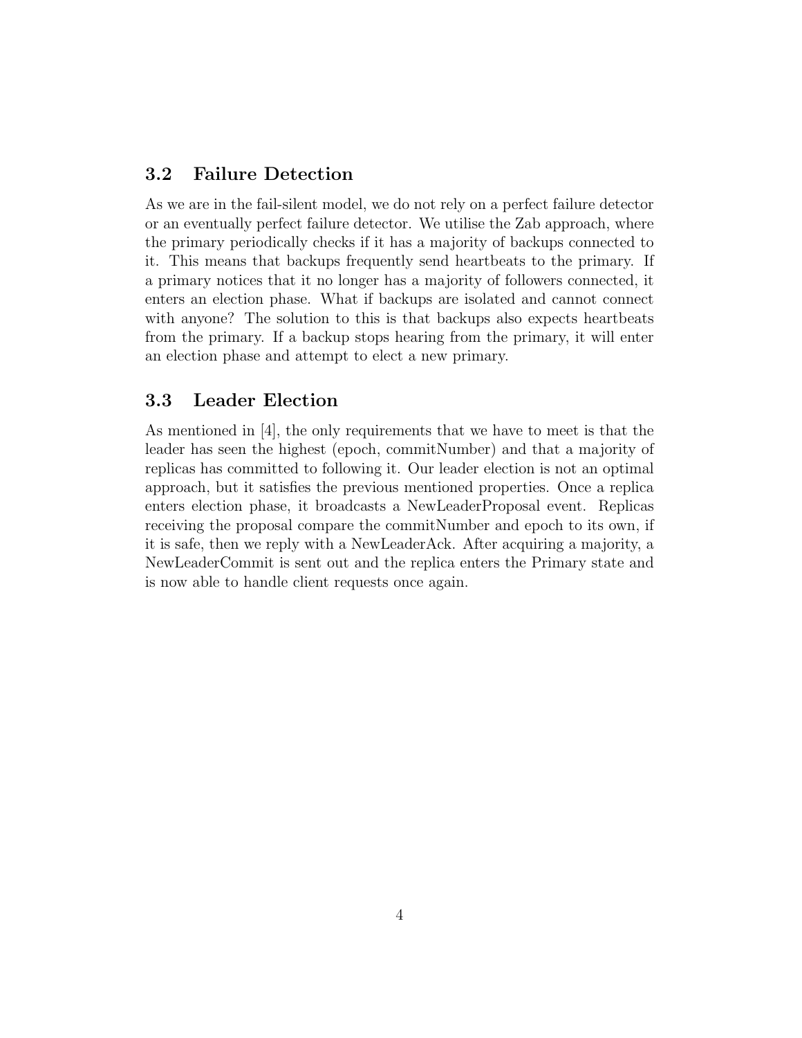### 3.2 Failure Detection

As we are in the fail-silent model, we do not rely on a perfect failure detector or an eventually perfect failure detector. We utilise the Zab approach, where the primary periodically checks if it has a majority of backups connected to it. This means that backups frequently send heartbeats to the primary. If a primary notices that it no longer has a majority of followers connected, it enters an election phase. What if backups are isolated and cannot connect with anyone? The solution to this is that backups also expects heartbeats from the primary. If a backup stops hearing from the primary, it will enter an election phase and attempt to elect a new primary.

### 3.3 Leader Election

As mentioned in [4], the only requirements that we have to meet is that the leader has seen the highest (epoch, commitNumber) and that a majority of replicas has committed to following it. Our leader election is not an optimal approach, but it satisfies the previous mentioned properties. Once a replica enters election phase, it broadcasts a NewLeaderProposal event. Replicas receiving the proposal compare the commitNumber and epoch to its own, if it is safe, then we reply with a NewLeaderAck. After acquiring a majority, a NewLeaderCommit is sent out and the replica enters the Primary state and is now able to handle client requests once again.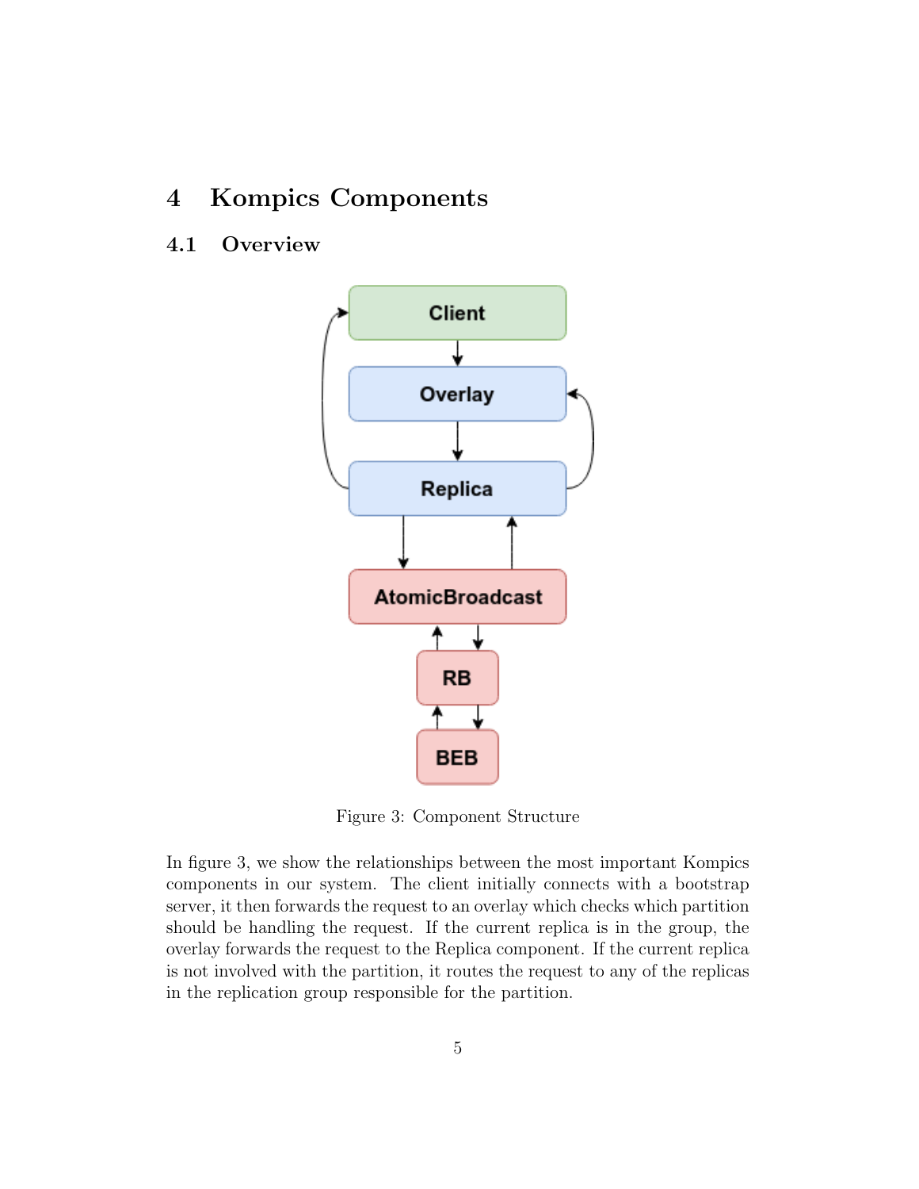# 4 Kompics Components

## 4.1 Overview

Figure 3: Component Structure

In figure 3, we show the relationships between the most important Kompics components in our system. The client initially connects with a bootstrap server, it then forwards the request to an overlay which checks which partition should be handling the request. If the current replica is in the group, the overlay forwards the request to the Replica component. If the current replica is not involved with the partition, it routes the request to any of the replicas in the replication group responsible for the partition.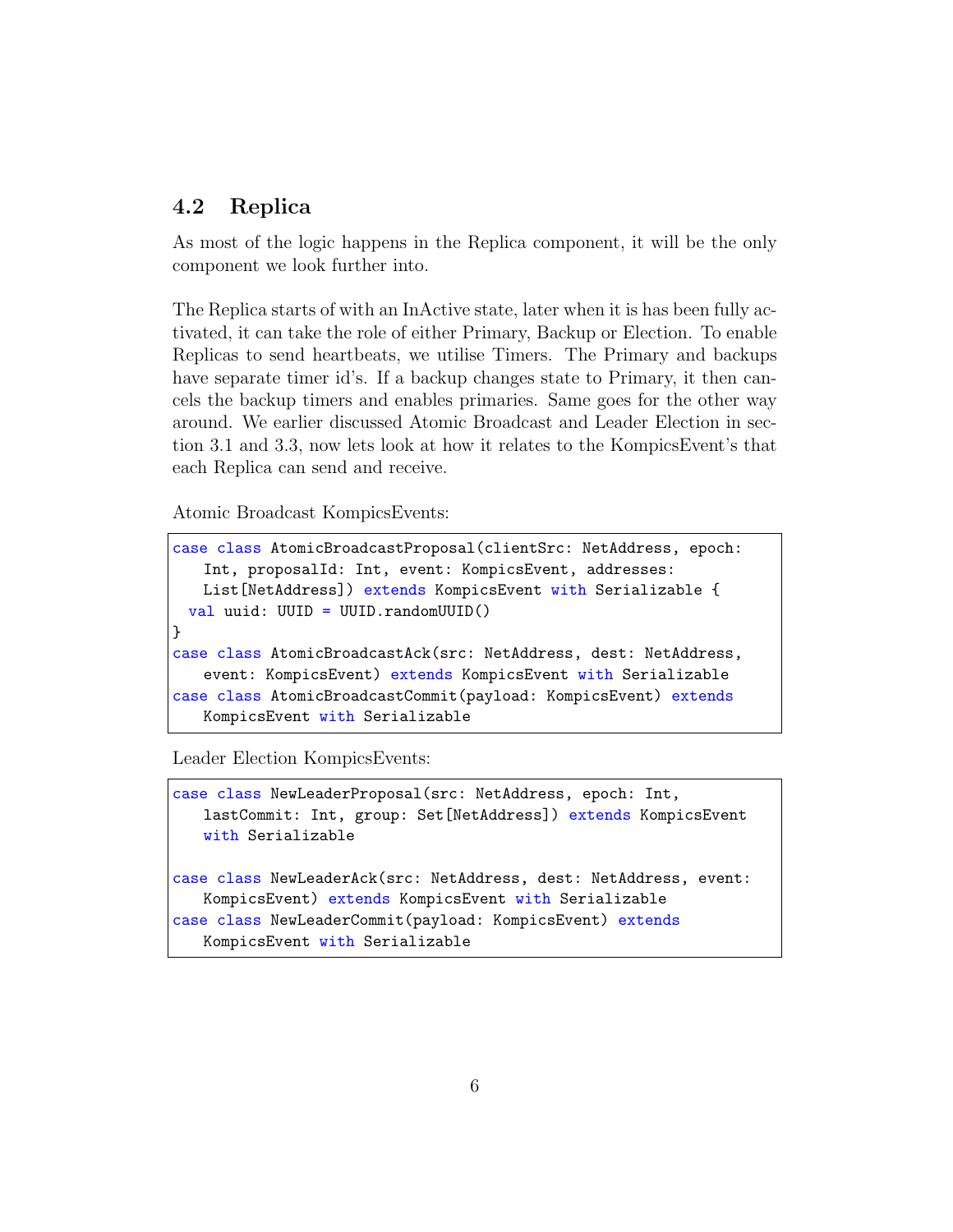## 4.2 Replica

As most of the logic happens in the Replica component, it will be the only component we look further into.

The Replica starts of with an InActive state, later when it is has been fully activated, it can take the role of either Primary, Backup or Election. To enable Replicas to send heartbeats, we utilise Timers. The Primary and backups have separate timer id's. If a backup changes state to Primary, it then cancels the backup timers and enables primaries. Same goes for the other way around. We earlier discussed Atomic Broadcast and Leader Election in section 3.1 and 3.3, now lets look at how it relates to the KompicsEvent's that each Replica can send and receive.

Atomic Broadcast KompicsEvents:

```
case class AtomicBroadcastProposal(clientSrc: NetAddress, epoch:
    Int, proposalId: Int, event: KompicsEvent, addresses:
    List[NetAddress]) extends KompicsEvent with Serializable {
  val uuid: UUID = UUID.randomUUID()
}
case class AtomicBroadcastAck(src: NetAddress, dest: NetAddress,
    event: KompicsEvent) extends KompicsEvent with Serializable
case class AtomicBroadcastCommit(payload: KompicsEvent) extends
    KompicsEvent with Serializable
```

Leader Election KompicsEvents:

```
case class NewLeaderProposal(src: NetAddress, epoch: Int,
    lastCommit: Int, group: Set[NetAddress]) extends KompicsEvent
    with Serializable

case class NewLeaderAck(src: NetAddress, dest: NetAddress, event:
    KompicsEvent) extends KompicsEvent with Serializable
case class NewLeaderCommit(payload: KompicsEvent) extends
    KompicsEvent with Serializable
```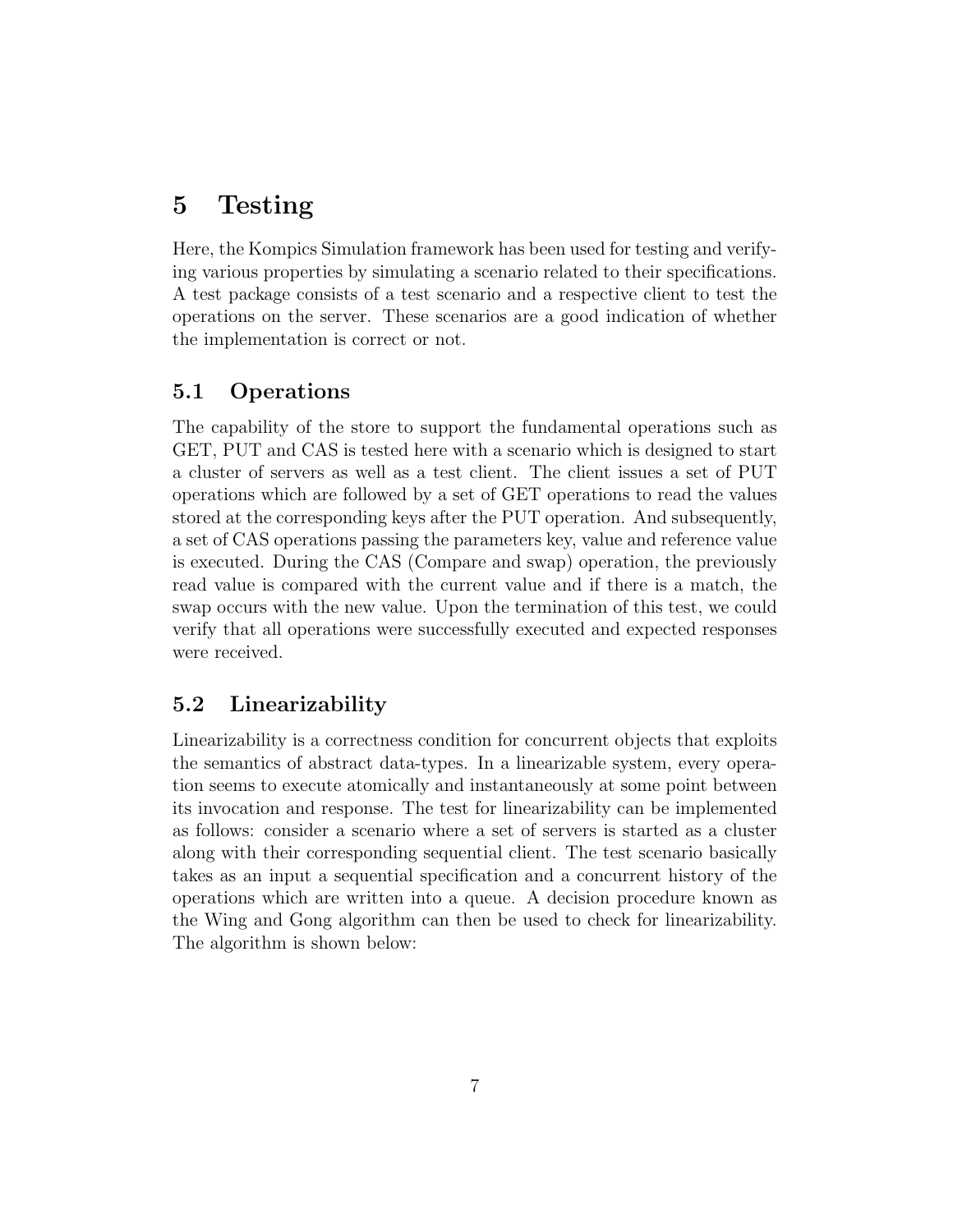# 5 Testing

Here, the Kompics Simulation framework has been used for testing and verifying various properties by simulating a scenario related to their specifications. A test package consists of a test scenario and a respective client to test the operations on the server. These scenarios are a good indication of whether the implementation is correct or not.

## 5.1 Operations

The capability of the store to support the fundamental operations such as GET, PUT and CAS is tested here with a scenario which is designed to start a cluster of servers as well as a test client. The client issues a set of PUT operations which are followed by a set of GET operations to read the values stored at the corresponding keys after the PUT operation. And subsequently, a set of CAS operations passing the parameters key, value and reference value is executed. During the CAS (Compare and swap) operation, the previously read value is compared with the current value and if there is a match, the swap occurs with the new value. Upon the termination of this test, we could verify that all operations were successfully executed and expected responses were received.

## 5.2 Linearizability

Linearizability is a correctness condition for concurrent objects that exploits the semantics of abstract data-types. In a linearizable system, every operation seems to execute atomically and instantaneously at some point between its invocation and response. The test for linearizability can be implemented as follows: consider a scenario where a set of servers is started as a cluster along with their corresponding sequential client. The test scenario basically takes as an input a sequential specification and a concurrent history of the operations which are written into a queue. A decision procedure known as the Wing and Gong algorithm can then be used to check for linearizability. The algorithm is shown below: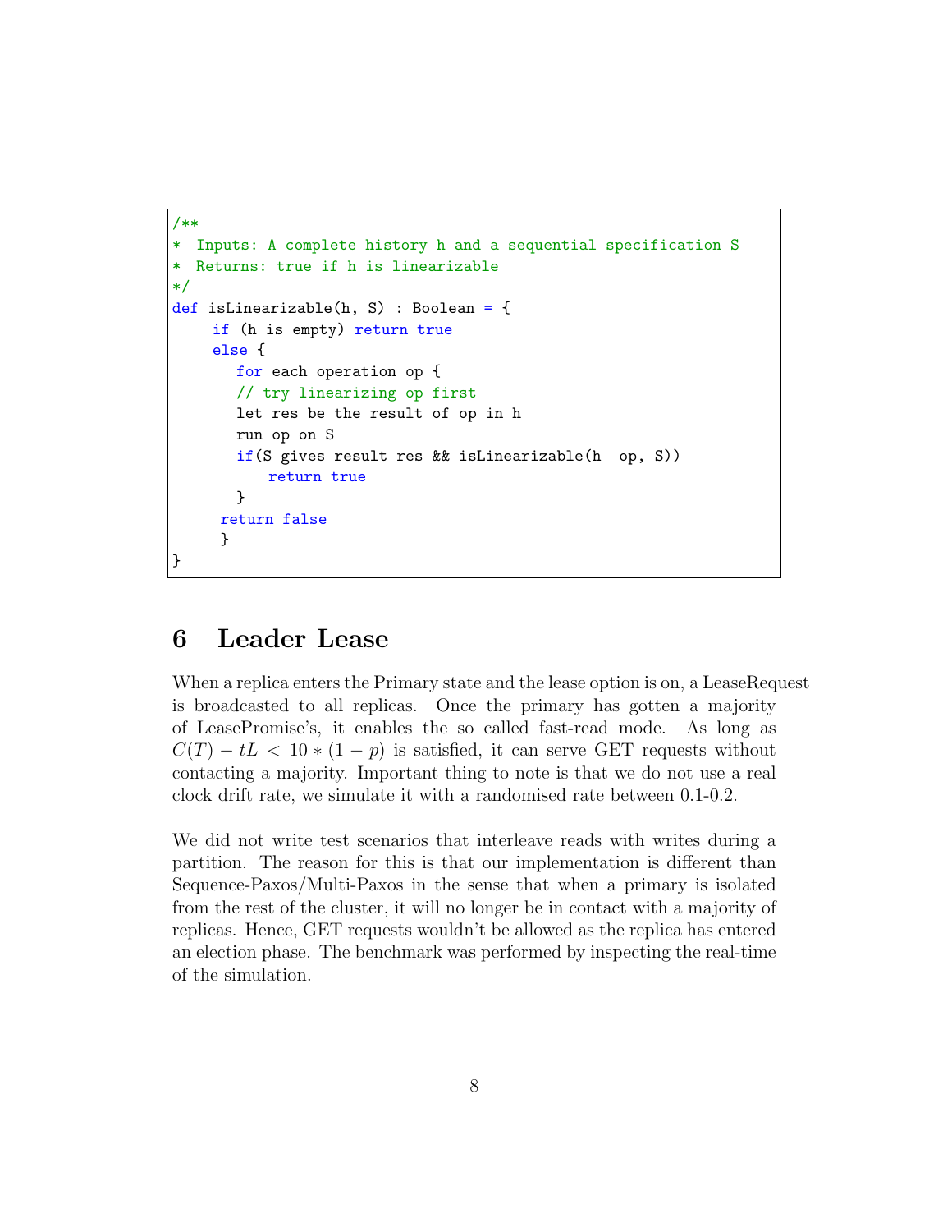```
/**
*  Inputs: A complete history h and a sequential specification S
*  Returns: true if h is linearizable
*/
def isLinearizable(h, S) : Boolean = {
     if (h is empty) return true
     else {
        for each operation op {
        // try linearizing op first
        let res be the result of op in h
        run op on S
        if(S gives result res && isLinearizable(h  op, S))
            return true
        }
      return false
      }
}
```

## 6 Leader Lease

When a replica enters the Primary state and the lease option is on, a LeaseRequest is broadcasted to all replicas. Once the primary has gotten a majority of LeasePromise's, it enables the so called fast-read mode. As long as $C(T) - tL < 10 * (1 - p)$ is satisfied, it can serve GET requests without contacting a majority. Important thing to note is that we do not use a real clock drift rate, we simulate it with a randomised rate between 0.1-0.2.

We did not write test scenarios that interleave reads with writes during a partition. The reason for this is that our implementation is different than Sequence-Paxos/Multi-Paxos in the sense that when a primary is isolated from the rest of the cluster, it will no longer be in contact with a majority of replicas. Hence, GET requests wouldn't be allowed as the replica has entered an election phase. The benchmark was performed by inspecting the real-time of the simulation.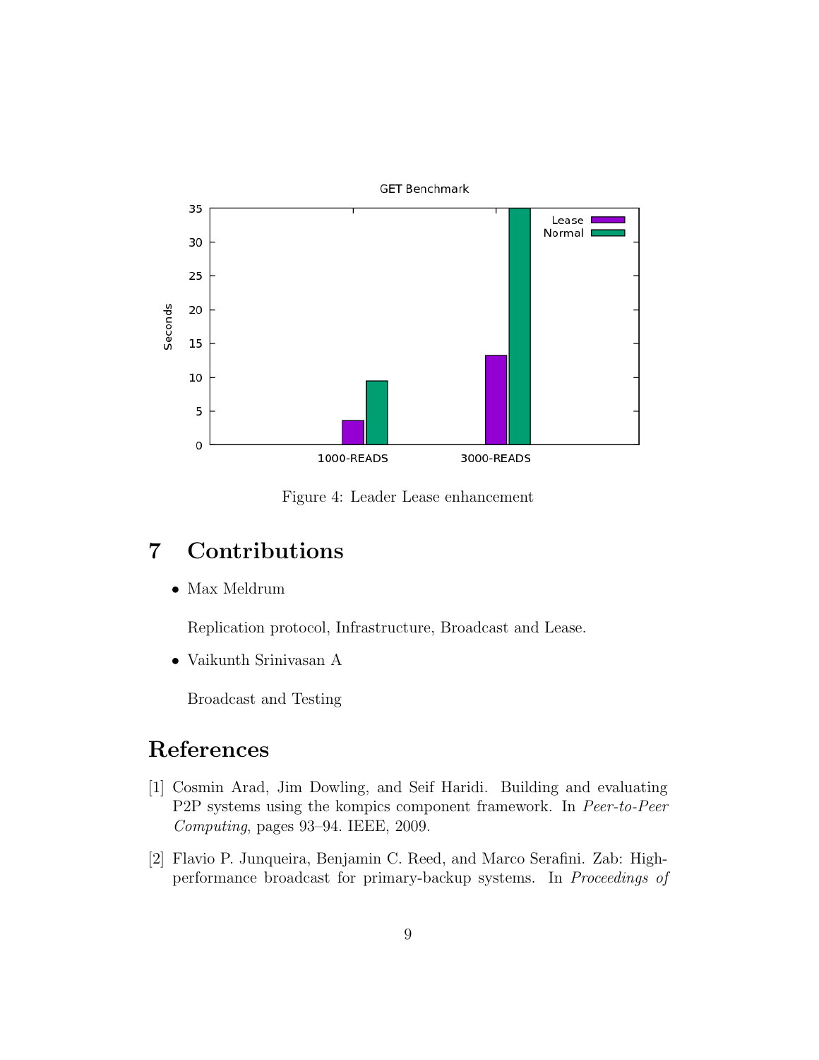Figure 4: Leader Lease enhancement

# 7 Contributions

- Max Meldrum

  Replication protocol, Infrastructure, Broadcast and Lease.

- Vaikunth Srinivasan A

  Broadcast and Testing

# References

[1] Cosmin Arad, Jim Dowling, and Seif Haridi. Building and evaluating P2P systems using the kompics component framework. In *Peer-to-Peer Computing*, pages 93–94. IEEE, 2009.

[2] Flavio P. Junqueira, Benjamin C. Reed, and Marco Serafini. Zab: High-performance broadcast for primary-backup systems. In *Proceedings of*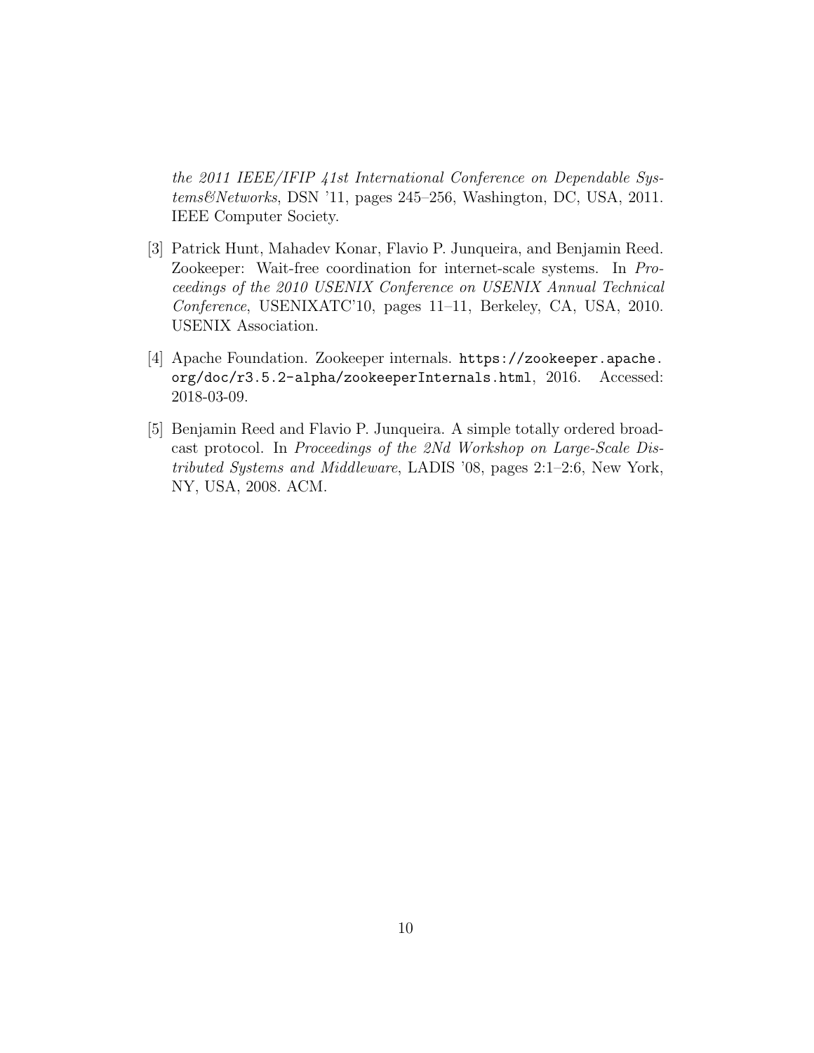*the 2011 IEEE/IFIP 41st International Conference on Dependable Systems&Networks*, DSN '11, pages 245–256, Washington, DC, USA, 2011. IEEE Computer Society.

[3] Patrick Hunt, Mahadev Konar, Flavio P. Junqueira, and Benjamin Reed. Zookeeper: Wait-free coordination for internet-scale systems. In *Proceedings of the 2010 USENIX Conference on USENIX Annual Technical Conference*, USENIXATC'10, pages 11–11, Berkeley, CA, USA, 2010. USENIX Association.

[4] Apache Foundation. Zookeeper internals. `https://zookeeper.apache.org/doc/r3.5.2-alpha/zookeeperInternals.html`, 2016. Accessed: 2018-03-09.

[5] Benjamin Reed and Flavio P. Junqueira. A simple totally ordered broadcast protocol. In *Proceedings of the 2Nd Workshop on Large-Scale Distributed Systems and Middleware*, LADIS '08, pages 2:1–2:6, New York, NY, USA, 2008. ACM.